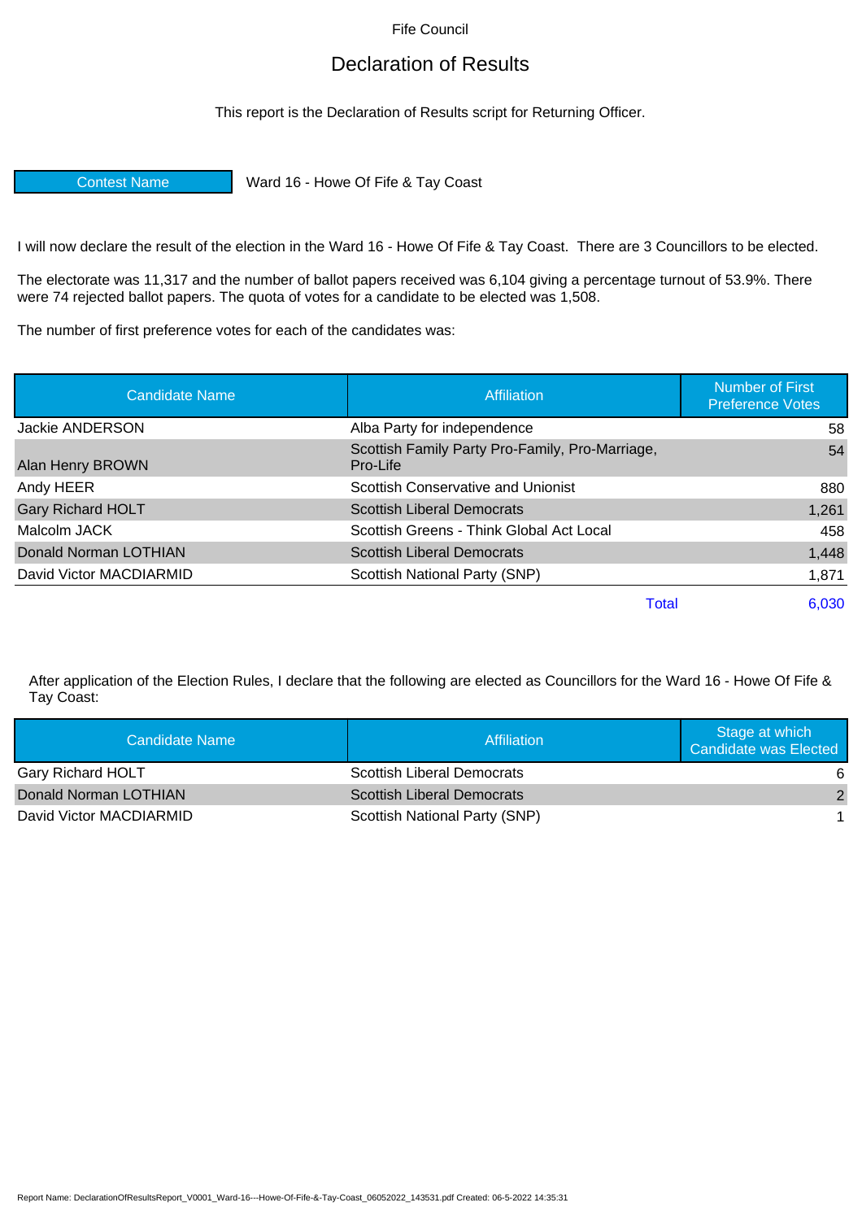Fife Council

# Declaration of Results

This report is the Declaration of Results script for Returning Officer.

| Contest Name | Ward 16 - Howe Of Fife & Tay Coast |
|---|---|

I will now declare the result of the election in the Ward 16 - Howe Of Fife & Tay Coast. There are 3 Councillors to be elected.

The electorate was 11,317 and the number of ballot papers received was 6,104 giving a percentage turnout of 53.9%. There were 74 rejected ballot papers. The quota of votes for a candidate to be elected was 1,508.

The number of first preference votes for each of the candidates was:

| Candidate Name | Affiliation | Number of First Preference Votes |
|---|---|---|
| Jackie ANDERSON | Alba Party for independence | 58 |
| Alan Henry BROWN | Scottish Family Party Pro-Family, Pro-Marriage, Pro-Life | 54 |
| Andy HEER | Scottish Conservative and Unionist | 880 |
| Gary Richard HOLT | Scottish Liberal Democrats | 1,261 |
| Malcolm JACK | Scottish Greens - Think Global Act Local | 458 |
| Donald Norman LOTHIAN | Scottish Liberal Democrats | 1,448 |
| David Victor MACDIARMID | Scottish National Party (SNP) | 1,871 |
| | Total | 6,030 |

After application of the Election Rules, I declare that the following are elected as Councillors for the Ward 16 - Howe Of Fife & Tay Coast:

| Candidate Name | Affiliation | Stage at which Candidate was Elected |
|---|---|---|
| Gary Richard HOLT | Scottish Liberal Democrats | 6 |
| Donald Norman LOTHIAN | Scottish Liberal Democrats | 2 |
| David Victor MACDIARMID | Scottish National Party (SNP) | 1 |

Report Name: DeclarationOfResultsReport_V0001_Ward-16---Howe-Of-Fife-&-Tay-Coast_06052022_143531.pdf Created: 06-5-2022 14:35:31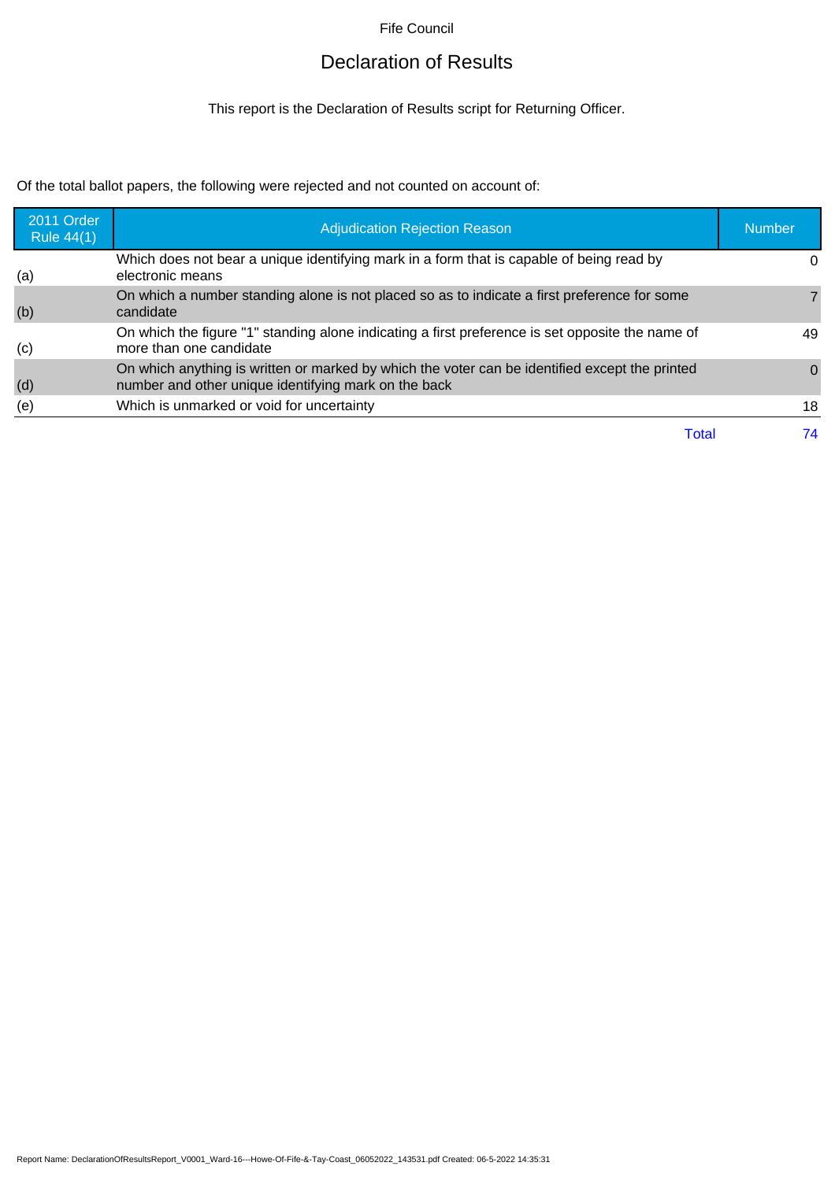Fife Council

# Declaration of Results

This report is the Declaration of Results script for Returning Officer.

Of the total ballot papers, the following were rejected and not counted on account of:

| 2011 Order Rule 44(1) | Adjudication Rejection Reason | Number |
|---|---|---|
| (a) | Which does not bear a unique identifying mark in a form that is capable of being read by electronic means | 0 |
| (b) | On which a number standing alone is not placed so as to indicate a first preference for some candidate | 7 |
| (c) | On which the figure "1" standing alone indicating a first preference is set opposite the name of more than one candidate | 49 |
| (d) | On which anything is written or marked by which the voter can be identified except the printed number and other unique identifying mark on the back | 0 |
| (e) | Which is unmarked or void for uncertainty | 18 |
| | Total | 74 |

Report Name: DeclarationOfResultsReport_V0001_Ward-16---Howe-Of-Fife-&-Tay-Coast_06052022_143531.pdf Created: 06-5-2022 14:35:31